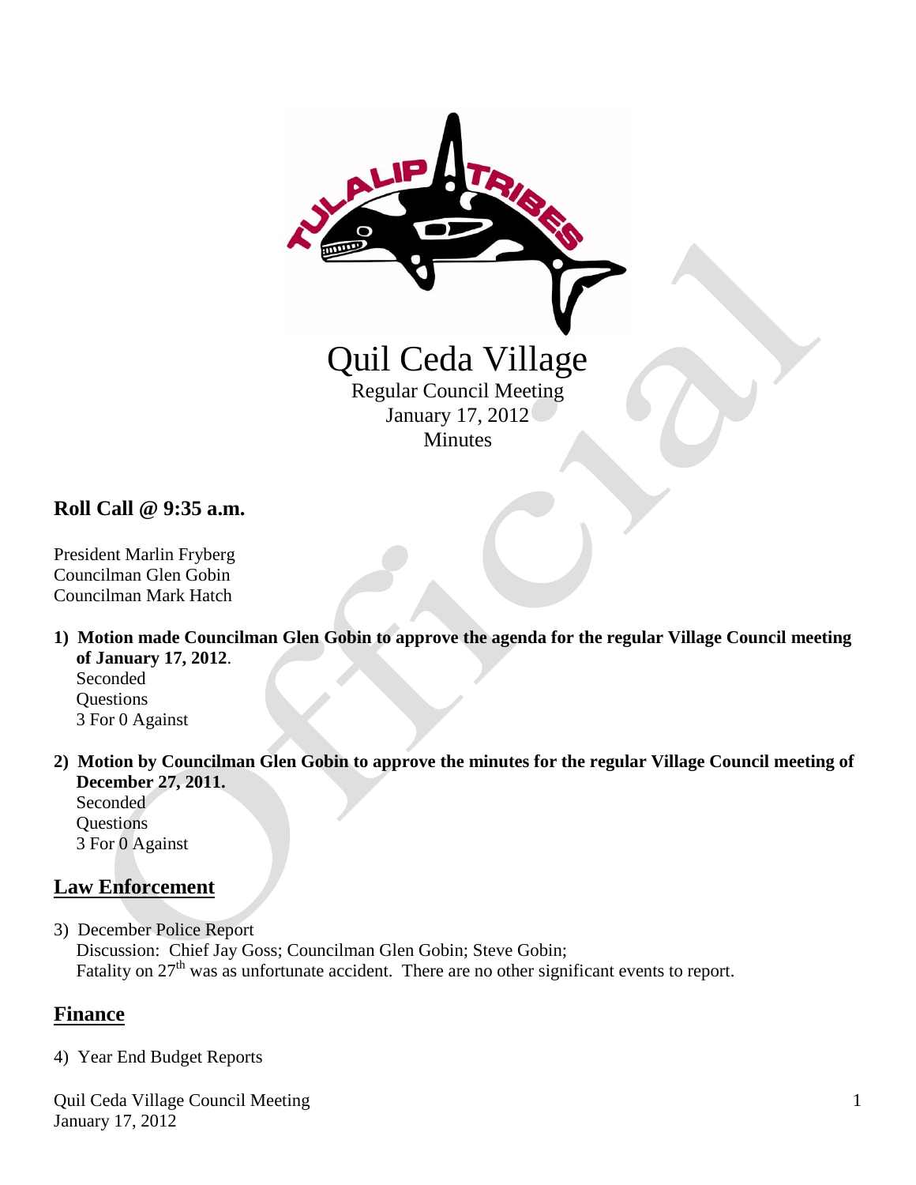# Quil Ceda Village

Regular Council Meeting
January 17, 2012
Minutes

## Roll Call @ 9:35 a.m.

President Marlin Fryberg
Councilman Glen Gobin
Councilman Mark Hatch

1) **Motion made Councilman Glen Gobin to approve the agenda for the regular Village Council meeting of January 17, 2012**.
   Seconded
   Questions
   3 For 0 Against

2) **Motion by Councilman Glen Gobin to approve the minutes for the regular Village Council meeting of December 27, 2011.**
   Seconded
   Questions
   3 For 0 Against

## Law Enforcement

3) December Police Report
   Discussion: Chief Jay Goss; Councilman Glen Gobin; Steve Gobin;
   Fatality on 27th was as unfortunate accident. There are no other significant events to report.

## Finance

4) Year End Budget Reports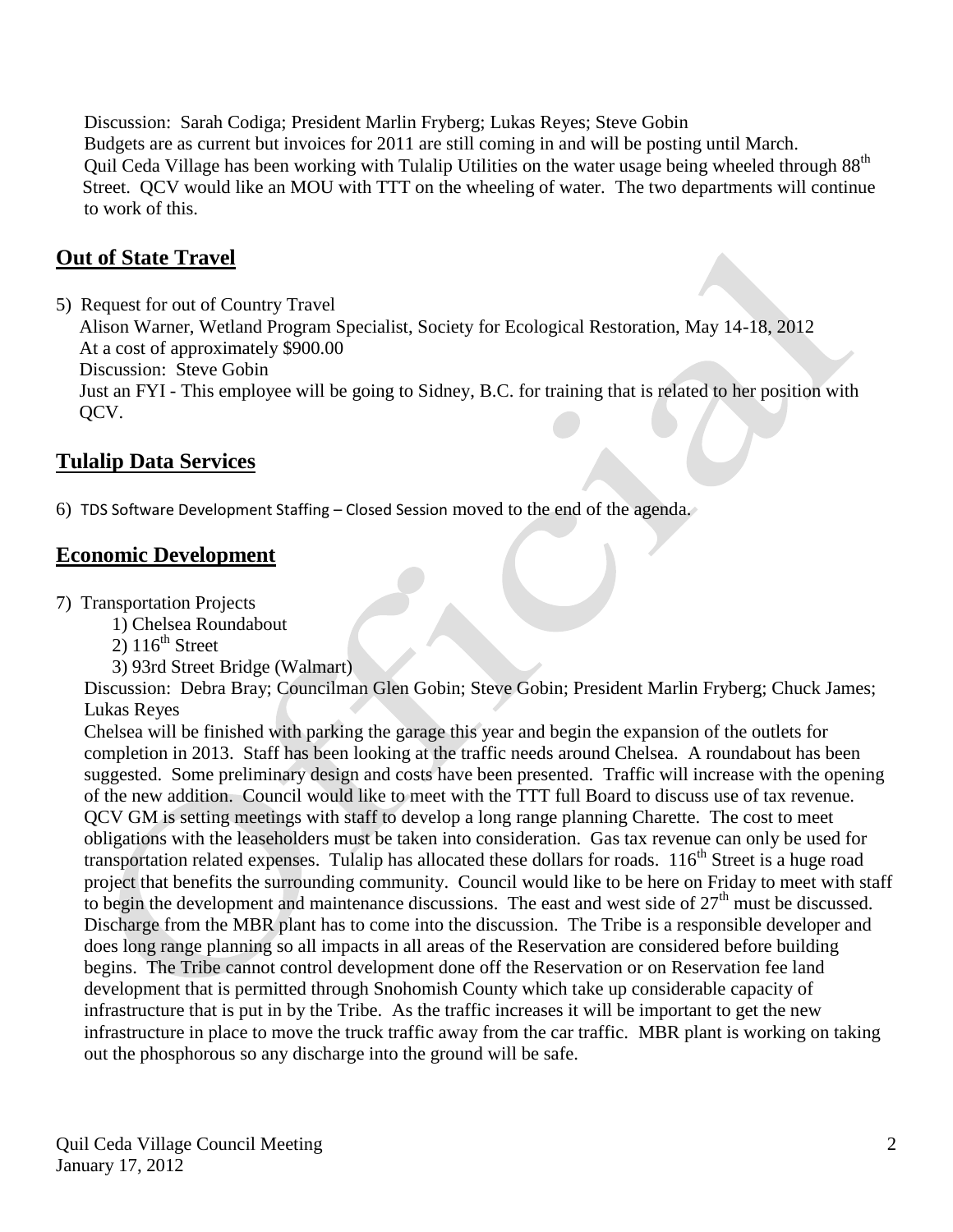Discussion: Sarah Codiga; President Marlin Fryberg; Lukas Reyes; Steve Gobin

Budgets are as current but invoices for 2011 are still coming in and will be posting until March. Quil Ceda Village has been working with Tulalip Utilities on the water usage being wheeled through 88th Street. QCV would like an MOU with TTT on the wheeling of water. The two departments will continue to work of this.

## Out of State Travel

5) Request for out of Country Travel

Alison Warner, Wetland Program Specialist, Society for Ecological Restoration, May 14-18, 2012

At a cost of approximately $900.00

Discussion: Steve Gobin

Just an FYI - This employee will be going to Sidney, B.C. for training that is related to her position with QCV.

## Tulalip Data Services

6) TDS Software Development Staffing – Closed Session moved to the end of the agenda.

## Economic Development

7) Transportation Projects
   1) Chelsea Roundabout
   2) 116th Street
   3) 93rd Street Bridge (Walmart)

Discussion: Debra Bray; Councilman Glen Gobin; Steve Gobin; President Marlin Fryberg; Chuck James; Lukas Reyes

Chelsea will be finished with parking the garage this year and begin the expansion of the outlets for completion in 2013. Staff has been looking at the traffic needs around Chelsea. A roundabout has been suggested. Some preliminary design and costs have been presented. Traffic will increase with the opening of the new addition. Council would like to meet with the TTT full Board to discuss use of tax revenue. QCV GM is setting meetings with staff to develop a long range planning Charette. The cost to meet obligations with the leaseholders must be taken into consideration. Gas tax revenue can only be used for transportation related expenses. Tulalip has allocated these dollars for roads. 116th Street is a huge road project that benefits the surrounding community. Council would like to be here on Friday to meet with staff to begin the development and maintenance discussions. The east and west side of 27th must be discussed. Discharge from the MBR plant has to come into the discussion. The Tribe is a responsible developer and does long range planning so all impacts in all areas of the Reservation are considered before building begins. The Tribe cannot control development done off the Reservation or on Reservation fee land development that is permitted through Snohomish County which take up considerable capacity of infrastructure that is put in by the Tribe. As the traffic increases it will be important to get the new infrastructure in place to move the truck traffic away from the car traffic. MBR plant is working on taking out the phosphorous so any discharge into the ground will be safe.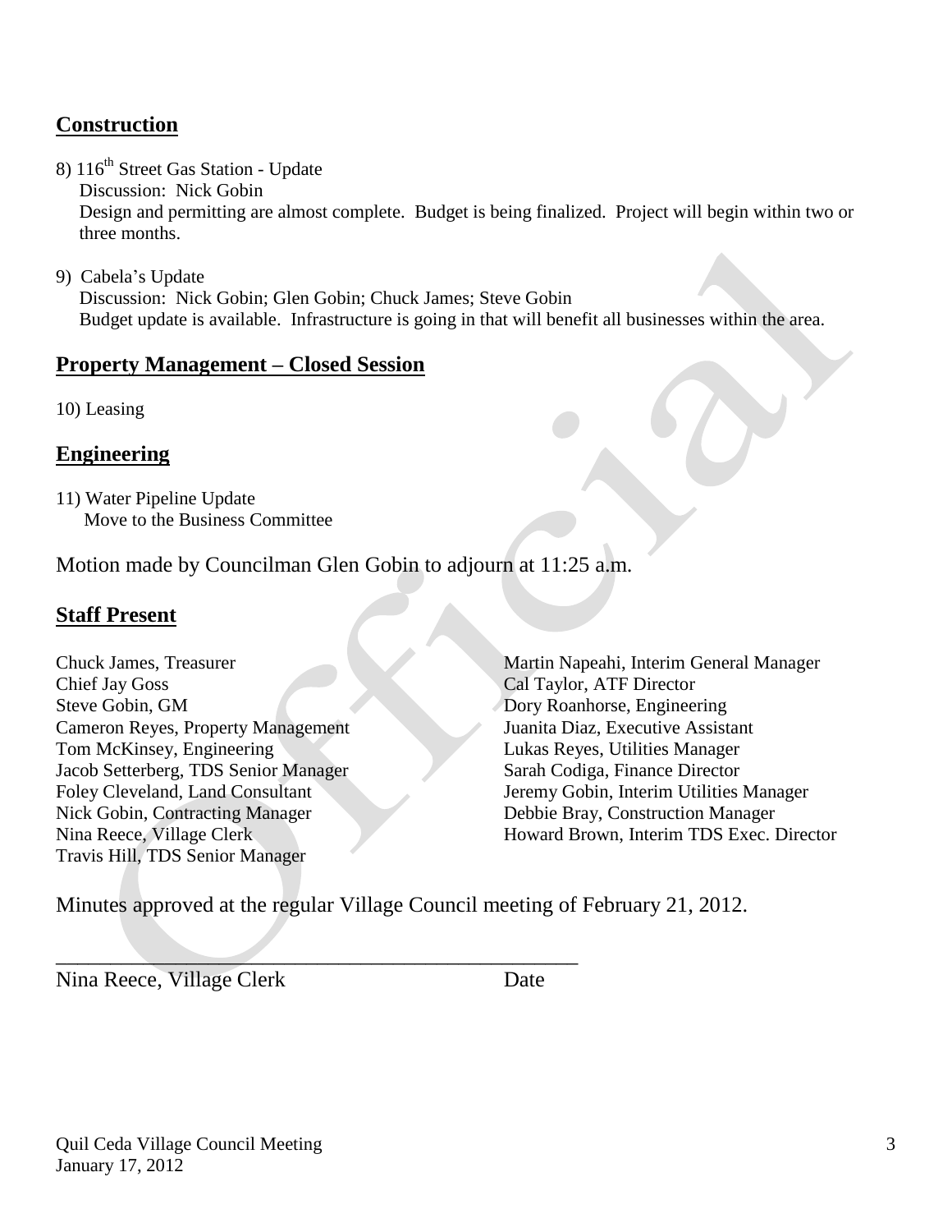## Construction

8) 116th Street Gas Station - Update
Discussion: Nick Gobin
Design and permitting are almost complete. Budget is being finalized. Project will begin within two or three months.

9) Cabela's Update
Discussion: Nick Gobin; Glen Gobin; Chuck James; Steve Gobin
Budget update is available. Infrastructure is going in that will benefit all businesses within the area.

## Property Management – Closed Session

10) Leasing

## Engineering

11) Water Pipeline Update
Move to the Business Committee

Motion made by Councilman Glen Gobin to adjourn at 11:25 a.m.

## Staff Present

Chuck James, Treasurer
Chief Jay Goss
Steve Gobin, GM
Cameron Reyes, Property Management
Tom McKinsey, Engineering
Jacob Setterberg, TDS Senior Manager
Foley Cleveland, Land Consultant
Nick Gobin, Contracting Manager
Nina Reece, Village Clerk
Travis Hill, TDS Senior Manager
Martin Napeahi, Interim General Manager
Cal Taylor, ATF Director
Dory Roanhorse, Engineering
Juanita Diaz, Executive Assistant
Lukas Reyes, Utilities Manager
Sarah Codiga, Finance Director
Jeremy Gobin, Interim Utilities Manager
Debbie Bray, Construction Manager
Howard Brown, Interim TDS Exec. Director

Minutes approved at the regular Village Council meeting of February 21, 2012.

\_\_\_\_\_\_\_\_\_\_\_\_\_\_\_\_\_\_\_\_\_\_\_\_\_\_\_\_\_\_\_\_\_\_\_\_\_\_\_\_\_\_\_\_\_\_\_\_\_\_

Nina Reece, Village Clerk Date